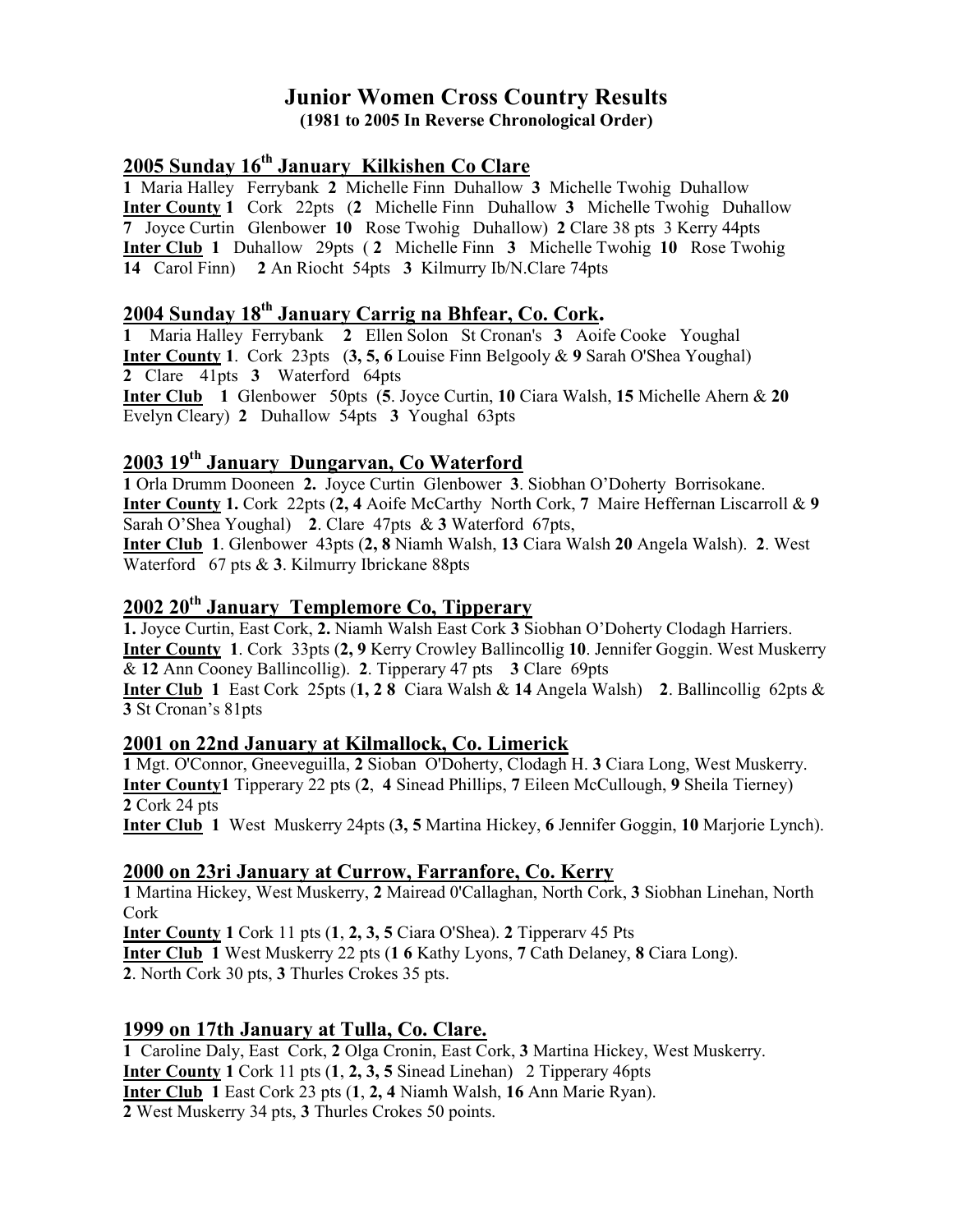# Junior Women Cross Country Results

**(1981 to 2005 In Reverse Chronological Order)**

## 2005 Sunday 16th January Kilkishen Co Clare

**1** Maria Halley Ferrybank **2** Michelle Finn Duhallow **3** Michelle Twohig Duhallow
**Inter County 1** Cork 22pts (**2** Michelle Finn Duhallow **3** Michelle Twohig Duhallow **7** Joyce Curtin Glenbower **10** Rose Twohig Duhallow) **2** Clare 38 pts 3 Kerry 44pts
**Inter Club 1** Duhallow 29pts ( **2** Michelle Finn **3** Michelle Twohig **10** Rose Twohig **14** Carol Finn) **2** An Riocht 54pts **3** Kilmurry Ib/N.Clare 74pts

## 2004 Sunday 18th January Carrig na Bhfear, Co. Cork.

**1** Maria Halley Ferrybank **2** Ellen Solon St Cronan's **3** Aoife Cooke Youghal
**Inter County 1**. Cork 23pts (**3, 5, 6** Louise Finn Belgooly & **9** Sarah O'Shea Youghal) **2** Clare 41pts **3** Waterford 64pts
**Inter Club 1** Glenbower 50pts (**5**. Joyce Curtin, **10** Ciara Walsh, **15** Michelle Ahern & **20** Evelyn Cleary) **2** Duhallow 54pts **3** Youghal 63pts

## 2003 19th January Dungarvan, Co Waterford

**1** Orla Drumm Dooneen **2.** Joyce Curtin Glenbower **3**. Siobhan O'Doherty Borrisokane.
**Inter County 1.** Cork 22pts (**2, 4** Aoife McCarthy North Cork, **7** Maire Heffernan Liscarroll & **9** Sarah O'Shea Youghal) **2**. Clare 47pts & **3** Waterford 67pts,
**Inter Club 1**. Glenbower 43pts (**2, 8** Niamh Walsh, **13** Ciara Walsh **20** Angela Walsh). **2**. West Waterford 67 pts & **3**. Kilmurry Ibrickane 88pts

## 2002 20th January Templemore Co, Tipperary

**1.** Joyce Curtin, East Cork, **2.** Niamh Walsh East Cork **3** Siobhan O'Doherty Clodagh Harriers.
**Inter County 1**. Cork 33pts (**2, 9** Kerry Crowley Ballincollig **10**. Jennifer Goggin. West Muskerry & **12** Ann Cooney Ballincollig). **2**. Tipperary 47 pts **3** Clare 69pts
**Inter Club 1** East Cork 25pts (**1, 2 8** Ciara Walsh & **14** Angela Walsh) **2**. Ballincollig 62pts & **3** St Cronan's 81pts

## 2001 on 22nd January at Kilmallock, Co. Limerick

**1** Mgt. O'Connor, Gneeveguilla, **2** Sioban O'Doherty, Clodagh H. **3** Ciara Long, West Muskerry.
**Inter County1** Tipperary 22 pts (**2**, **4** Sinead Phillips, **7** Eileen McCullough, **9** Sheila Tierney) **2** Cork 24 pts
**Inter Club 1** West Muskerry 24pts (**3, 5** Martina Hickey, **6** Jennifer Goggin, **10** Marjorie Lynch).

## 2000 on 23ri January at Currow, Farranfore, Co. Kerry

**1** Martina Hickey, West Muskerry, **2** Mairead 0'Callaghan, North Cork, **3** Siobhan Linehan, North Cork
**Inter County 1** Cork 11 pts (**1**, **2, 3, 5** Ciara O'Shea). **2** Tipperarv 45 Pts
**Inter Club 1** West Muskerry 22 pts (**1 6** Kathy Lyons, **7** Cath Delaney, **8** Ciara Long).
**2**. North Cork 30 pts, **3** Thurles Crokes 35 pts.

## 1999 on 17th January at Tulla, Co. Clare.

**1** Caroline Daly, East Cork, **2** Olga Cronin, East Cork, **3** Martina Hickey, West Muskerry.
**Inter County 1** Cork 11 pts (**1**, **2, 3, 5** Sinead Linehan) 2 Tipperary 46pts
**Inter Club 1** East Cork 23 pts (**1**, **2, 4** Niamh Walsh, **16** Ann Marie Ryan).
**2** West Muskerry 34 pts, **3** Thurles Crokes 50 points.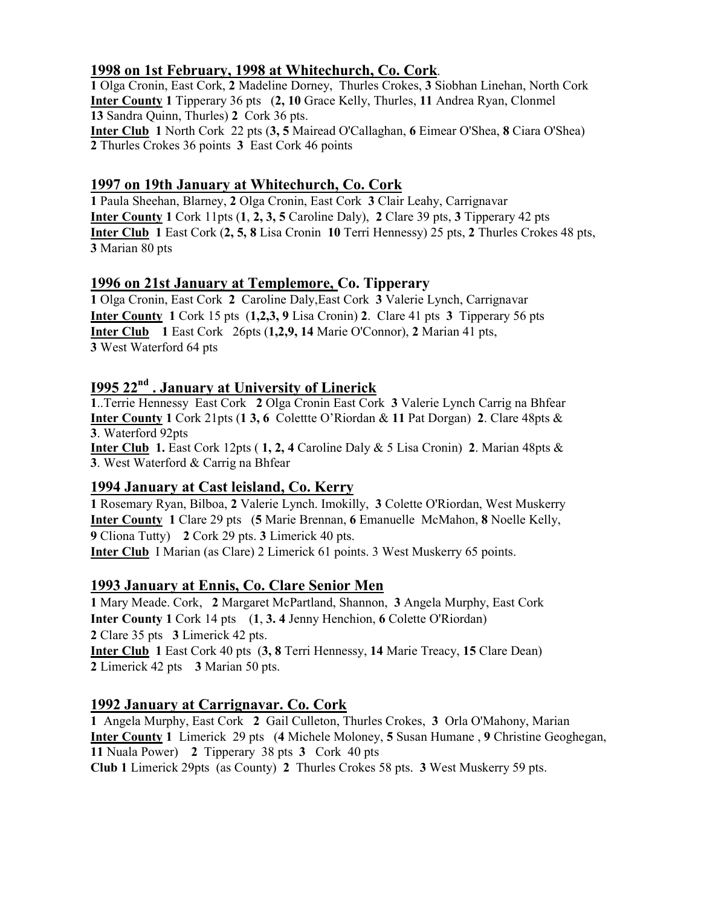## 1998 on 1st February, 1998 at Whitechurch, Co. Cork.

**1** Olga Cronin, East Cork, **2** Madeline Dorney, Thurles Crokes, **3** Siobhan Linehan, North Cork
**Inter County** **1** Tipperary 36 pts (**2, 10** Grace Kelly, Thurles, **11** Andrea Ryan, Clonmel **13** Sandra Quinn, Thurles) **2** Cork 36 pts.
**Inter Club** **1** North Cork 22 pts (**3, 5** Mairead O'Callaghan, **6** Eimear O'Shea, **8** Ciara O'Shea) **2** Thurles Crokes 36 points **3** East Cork 46 points

## 1997 on 19th January at Whitechurch, Co. Cork

**1** Paula Sheehan, Blarney, **2** Olga Cronin, East Cork **3** Clair Leahy, Carrignavar
**Inter County** **1** Cork 11pts (**1**, **2, 3, 5** Caroline Daly), **2** Clare 39 pts, **3** Tipperary 42 pts
**Inter Club** **1** East Cork (**2, 5, 8** Lisa Cronin **10** Terri Hennessy) 25 pts, **2** Thurles Crokes 48 pts, **3** Marian 80 pts

## 1996 on 21st January at Templemore, Co. Tipperary

**1** Olga Cronin, East Cork **2** Caroline Daly,East Cork **3** Valerie Lynch, Carrignavar
**Inter County** **1** Cork 15 pts (**1,2,3, 9** Lisa Cronin) **2**. Clare 41 pts **3** Tipperary 56 pts
**Inter Club** **1** East Cork 26pts (**1,2,9, 14** Marie O'Connor), **2** Marian 41 pts, **3** West Waterford 64 pts

## I995 22nd . January at University of Linerick

**1**..Terrie Hennessy East Cork **2** Olga Cronin East Cork **3** Valerie Lynch Carrig na Bhfear
**Inter County** **1** Cork 21pts (**1 3, 6** Colettte O'Riordan & **11** Pat Dorgan) **2**. Clare 48pts & **3**. Waterford 92pts
**Inter Club** **1.** East Cork 12pts ( **1, 2, 4** Caroline Daly & 5 Lisa Cronin) **2**. Marian 48pts & **3**. West Waterford & Carrig na Bhfear

## 1994 January at Cast leisland, Co. Kerry

**1** Rosemary Ryan, Bilboa, **2** Valerie Lynch. Imokilly, **3** Colette O'Riordan, West Muskerry
**Inter County** **1** Clare 29 pts (**5** Marie Brennan, **6** Emanuelle McMahon, **8** Noelle Kelly, **9** Cliona Tutty) **2** Cork 29 pts. **3** Limerick 40 pts.
**Inter Club** I Marian (as Clare) 2 Limerick 61 points. 3 West Muskerry 65 points.

## 1993 January at Ennis, Co. Clare Senior Men

**1** Mary Meade. Cork, **2** Margaret McPartland, Shannon, **3** Angela Murphy, East Cork
**Inter County 1** Cork 14 pts (**1**, **3. 4** Jenny Henchion, **6** Colette O'Riordan)
**2** Clare 35 pts **3** Limerick 42 pts.
**Inter Club** **1** East Cork 40 pts (**3, 8** Terri Hennessy, **14** Marie Treacy, **15** Clare Dean)
**2** Limerick 42 pts **3** Marian 50 pts.

## 1992 January at Carrignavar. Co. Cork

**1** Angela Murphy, East Cork **2** Gail Culleton, Thurles Crokes, **3** Orla O'Mahony, Marian
**Inter County** **1** Limerick 29 pts (**4** Michele Moloney, **5** Susan Humane , **9** Christine Geoghegan, **11** Nuala Power) **2** Tipperary 38 pts **3** Cork 40 pts
**Club 1** Limerick 29pts (as County) **2** Thurles Crokes 58 pts. **3** West Muskerry 59 pts.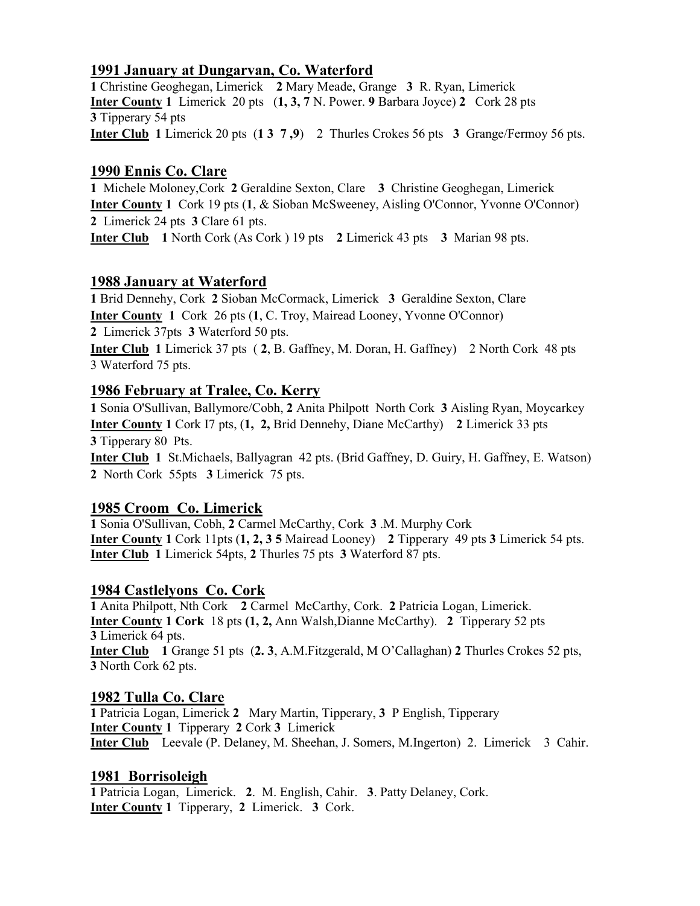## 1991 January at Dungarvan, Co. Waterford

**1** Christine Geoghegan, Limerick **2** Mary Meade, Grange **3** R. Ryan, Limerick
**Inter County** **1** Limerick 20 pts (**1, 3, 7** N. Power. **9** Barbara Joyce) **2** Cork 28 pts
**3** Tipperary 54 pts
**Inter Club** **1** Limerick 20 pts (**1 3 7 ,9**) 2 Thurles Crokes 56 pts **3** Grange/Fermoy 56 pts.

## 1990 Ennis Co. Clare

**1** Michele Moloney,Cork **2** Geraldine Sexton, Clare **3** Christine Geoghegan, Limerick
**Inter County** **1** Cork 19 pts (**1**, & Sioban McSweeney, Aisling O'Connor, Yvonne O'Connor)
**2** Limerick 24 pts **3** Clare 61 pts.
**Inter Club** **1** North Cork (As Cork ) 19 pts **2** Limerick 43 pts **3** Marian 98 pts.

## 1988 January at Waterford

**1** Brid Dennehy, Cork **2** Sioban McCormack, Limerick **3** Geraldine Sexton, Clare
**Inter County** **1** Cork 26 pts (**1**, C. Troy, Mairead Looney, Yvonne O'Connor)
**2** Limerick 37pts **3** Waterford 50 pts.
**Inter Club** **1** Limerick 37 pts ( **2**, B. Gaffney, M. Doran, H. Gaffney) 2 North Cork 48 pts
3 Waterford 75 pts.

## 1986 February at Tralee, Co. Kerry

**1** Sonia O'Sullivan, Ballymore/Cobh, **2** Anita Philpott North Cork **3** Aisling Ryan, Moycarkey
**Inter County** **1** Cork I7 pts, (**1, 2,** Brid Dennehy, Diane McCarthy) **2** Limerick 33 pts
**3** Tipperary 80 Pts.
**Inter Club** **1** St.Michaels, Ballyagran 42 pts. (Brid Gaffney, D. Guiry, H. Gaffney, E. Watson)
**2** North Cork 55pts **3** Limerick 75 pts.

## 1985 Croom Co. Limerick

**1** Sonia O'Sullivan, Cobh, **2** Carmel McCarthy, Cork **3** .M. Murphy Cork
**Inter County** **1** Cork 11pts (**1, 2, 3 5** Mairead Looney) **2** Tipperary 49 pts **3** Limerick 54 pts.
**Inter Club** **1** Limerick 54pts, **2** Thurles 75 pts **3** Waterford 87 pts.

## 1984 Castlelyons Co. Cork

**1** Anita Philpott, Nth Cork **2** Carmel McCarthy, Cork. **2** Patricia Logan, Limerick.
**Inter County** **1 Cork** 18 pts **(1, 2,** Ann Walsh,Dianne McCarthy). **2** Tipperary 52 pts
**3** Limerick 64 pts.
**Inter Club** **1** Grange 51 pts (**2. 3**, A.M.Fitzgerald, M O'Callaghan) **2** Thurles Crokes 52 pts,
**3** North Cork 62 pts.

## 1982 Tulla Co. Clare

**1** Patricia Logan, Limerick **2** Mary Martin, Tipperary, **3** P English, Tipperary
**Inter County** **1** Tipperary **2** Cork **3** Limerick
**Inter Club** Leevale (P. Delaney, M. Sheehan, J. Somers, M.Ingerton) 2. Limerick 3 Cahir.

## 1981 Borrisoleigh

**1** Patricia Logan, Limerick. **2**. M. English, Cahir. **3**. Patty Delaney, Cork.
**Inter County** **1** Tipperary, **2** Limerick. **3** Cork.